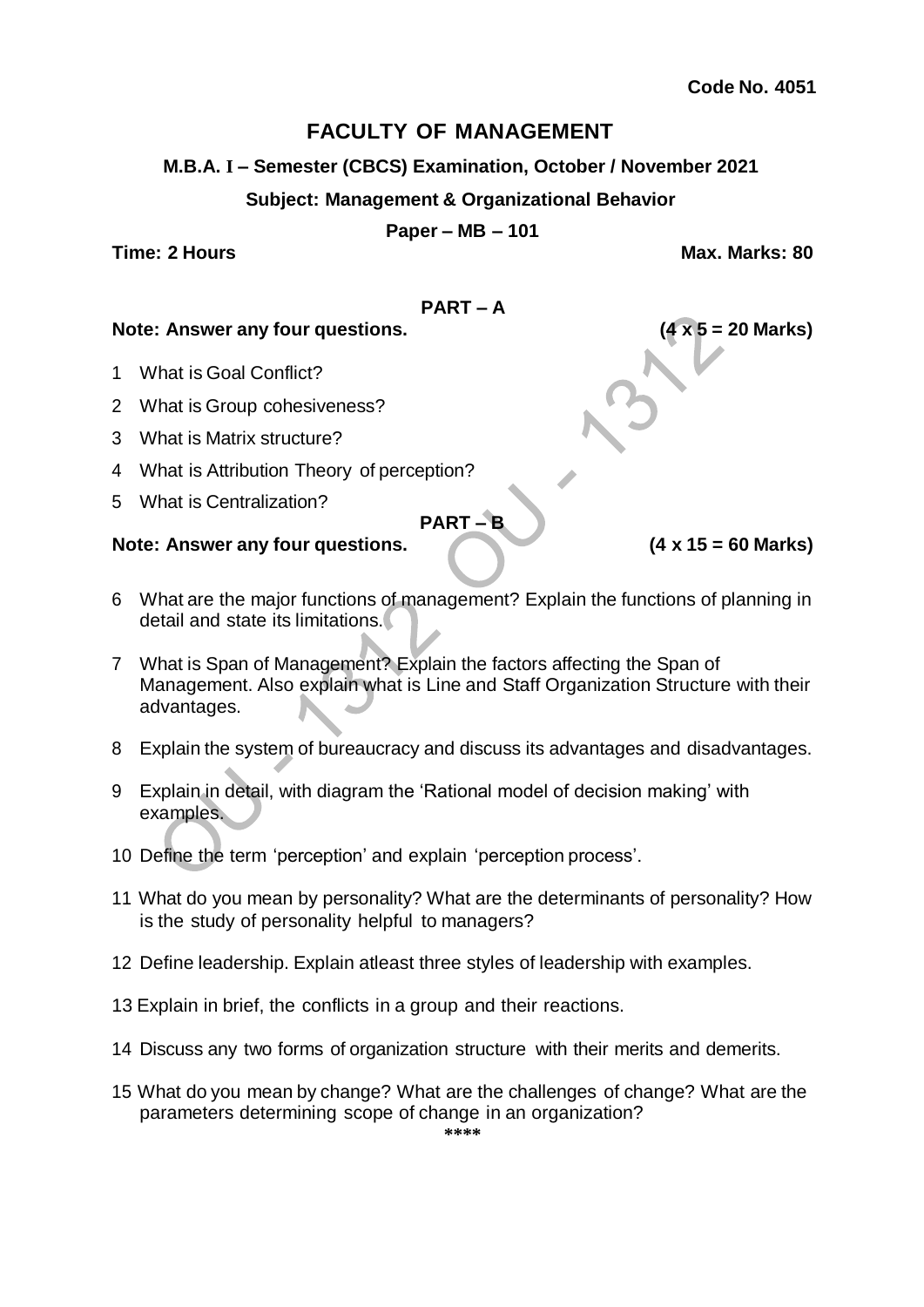**Code No. 4051**

# FACULTY OF MANAGEMENT

**M.B.A. I – Semester (CBCS) Examination, October / November 2021**

**Subject: Management & Organizational Behavior**

**Paper – MB – 101**

**Time: 2 Hours** **Max. Marks: 80**

## PART – A

**Note: Answer any four questions.** **(4 x 5 = 20 Marks)**

1 What is Goal Conflict?

2 What is Group cohesiveness?

3 What is Matrix structure?

4 What is Attribution Theory of perception?

5 What is Centralization?

## PART – B

**Note: Answer any four questions.** **(4 x 15 = 60 Marks)**

6 What are the major functions of management? Explain the functions of planning in detail and state its limitations.

7 What is Span of Management? Explain the factors affecting the Span of Management. Also explain what is Line and Staff Organization Structure with their advantages.

8 Explain the system of bureaucracy and discuss its advantages and disadvantages.

9 Explain in detail, with diagram the 'Rational model of decision making' with examples.

10 Define the term 'perception' and explain 'perception process'.

11 What do you mean by personality? What are the determinants of personality? How is the study of personality helpful to managers?

12 Define leadership. Explain atleast three styles of leadership with examples.

13 Explain in brief, the conflicts in a group and their reactions.

14 Discuss any two forms of organization structure with their merits and demerits.

15 What do you mean by change? What are the challenges of change? What are the parameters determining scope of change in an organization?

****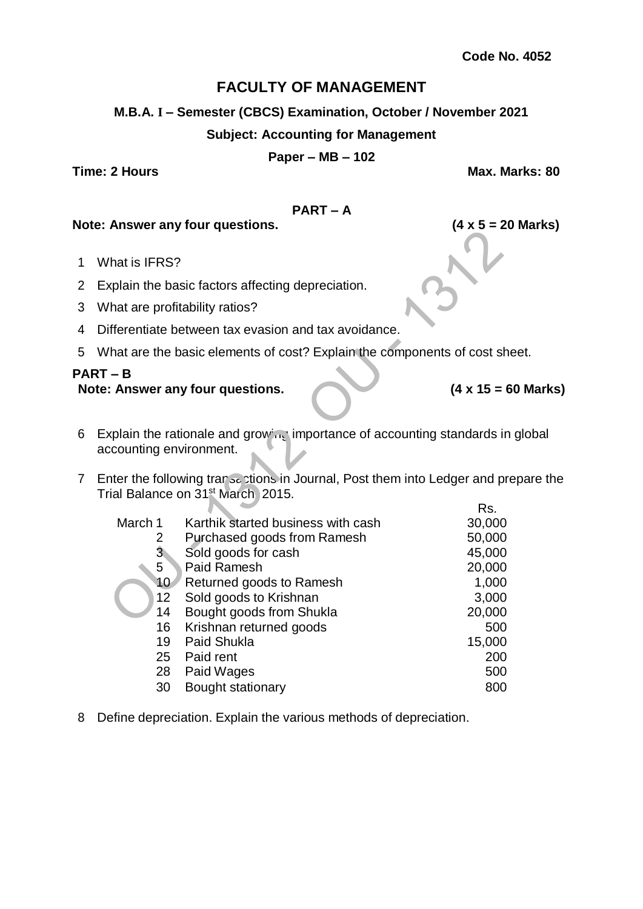**Code No. 4052**

# FACULTY OF MANAGEMENT

**M.B.A. I – Semester (CBCS) Examination, October / November 2021**

**Subject: Accounting for Management**

**Paper – MB – 102**

**Time: 2 Hours** **Max. Marks: 80**

## PART – A

**Note: Answer any four questions.** **(4 x 5 = 20 Marks)**

1 What is IFRS?

2 Explain the basic factors affecting depreciation.

3 What are profitability ratios?

4 Differentiate between tax evasion and tax avoidance.

5 What are the basic elements of cost? Explain the components of cost sheet.

## PART – B

**Note: Answer any four questions.** **(4 x 15 = 60 Marks)**

6 Explain the rationale and growing importance of accounting standards in global accounting environment.

7 Enter the following transactions in Journal, Post them into Ledger and prepare the Trial Balance on 31st March 2015.

| | | Rs. |
|---|---|---|
| March 1 | Karthik started business with cash | 30,000 |
| 2 | Purchased goods from Ramesh | 50,000 |
| 3 | Sold goods for cash | 45,000 |
| 5 | Paid Ramesh | 20,000 |
| 10 | Returned goods to Ramesh | 1,000 |
| 12 | Sold goods to Krishnan | 3,000 |
| 14 | Bought goods from Shukla | 20,000 |
| 16 | Krishnan returned goods | 500 |
| 19 | Paid Shukla | 15,000 |
| 25 | Paid rent | 200 |
| 28 | Paid Wages | 500 |
| 30 | Bought stationary | 800 |

8 Define depreciation. Explain the various methods of depreciation.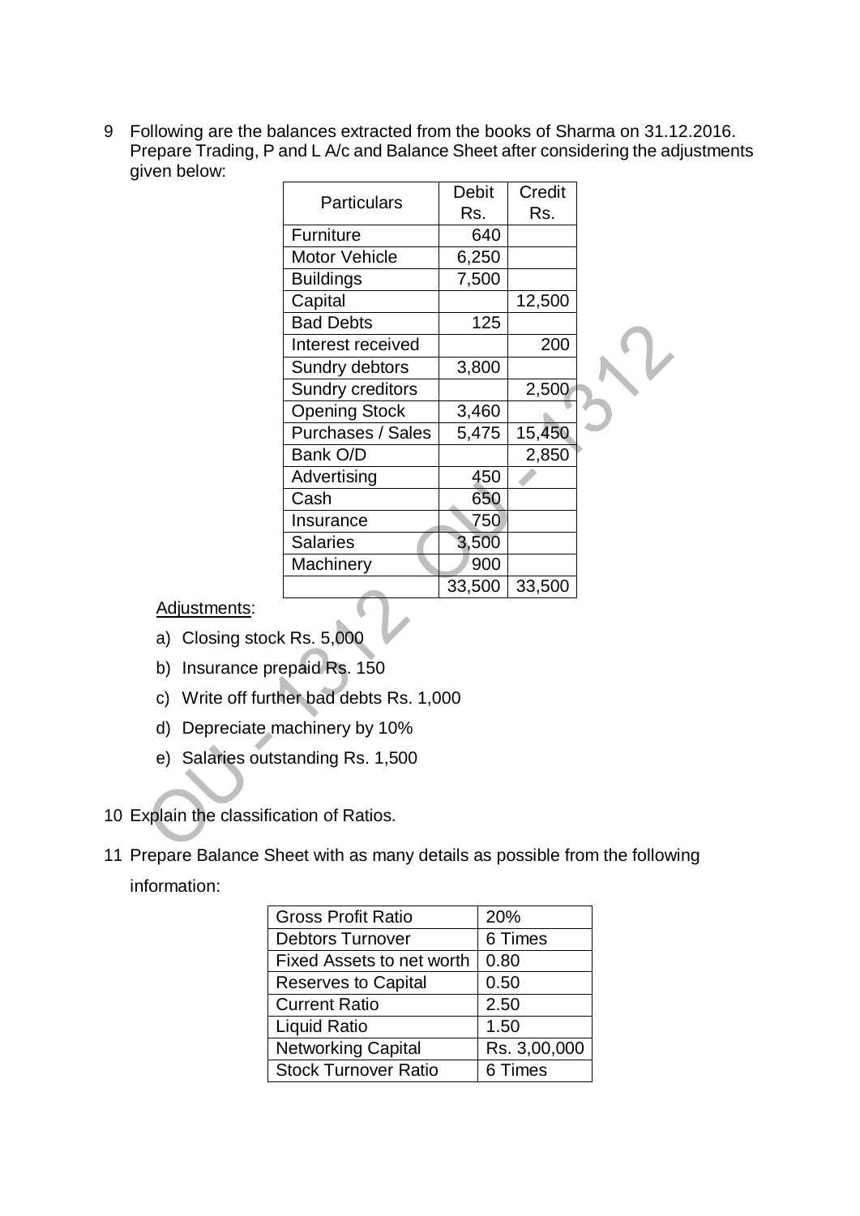9 Following are the balances extracted from the books of Sharma on 31.12.2016. Prepare Trading, P and L A/c and Balance Sheet after considering the adjustments given below:

| Particulars | Debit Rs. | Credit Rs. |
|---|---|---|
| Furniture | 640 | |
| Motor Vehicle | 6,250 | |
| Buildings | 7,500 | |
| Capital | | 12,500 |
| Bad Debts | 125 | |
| Interest received | | 200 |
| Sundry debtors | 3,800 | |
| Sundry creditors | | 2,500 |
| Opening Stock | 3,460 | |
| Purchases / Sales | 5,475 | 15,450 |
| Bank O/D | | 2,850 |
| Advertising | 450 | |
| Cash | 650 | |
| Insurance | 750 | |
| Salaries | 3,500 | |
| Machinery | 900 | |
| | 33,500 | 33,500 |

Adjustments:

a) Closing stock Rs. 5,000

b) Insurance prepaid Rs. 150

c) Write off further bad debts Rs. 1,000

d) Depreciate machinery by 10%

e) Salaries outstanding Rs. 1,500

10 Explain the classification of Ratios.

11 Prepare Balance Sheet with as many details as possible from the following information:

| | |
|---|---|
| Gross Profit Ratio | 20% |
| Debtors Turnover | 6 Times |
| Fixed Assets to net worth | 0.80 |
| Reserves to Capital | 0.50 |
| Current Ratio | 2.50 |
| Liquid Ratio | 1.50 |
| Networking Capital | Rs. 3,00,000 |
| Stock Turnover Ratio | 6 Times |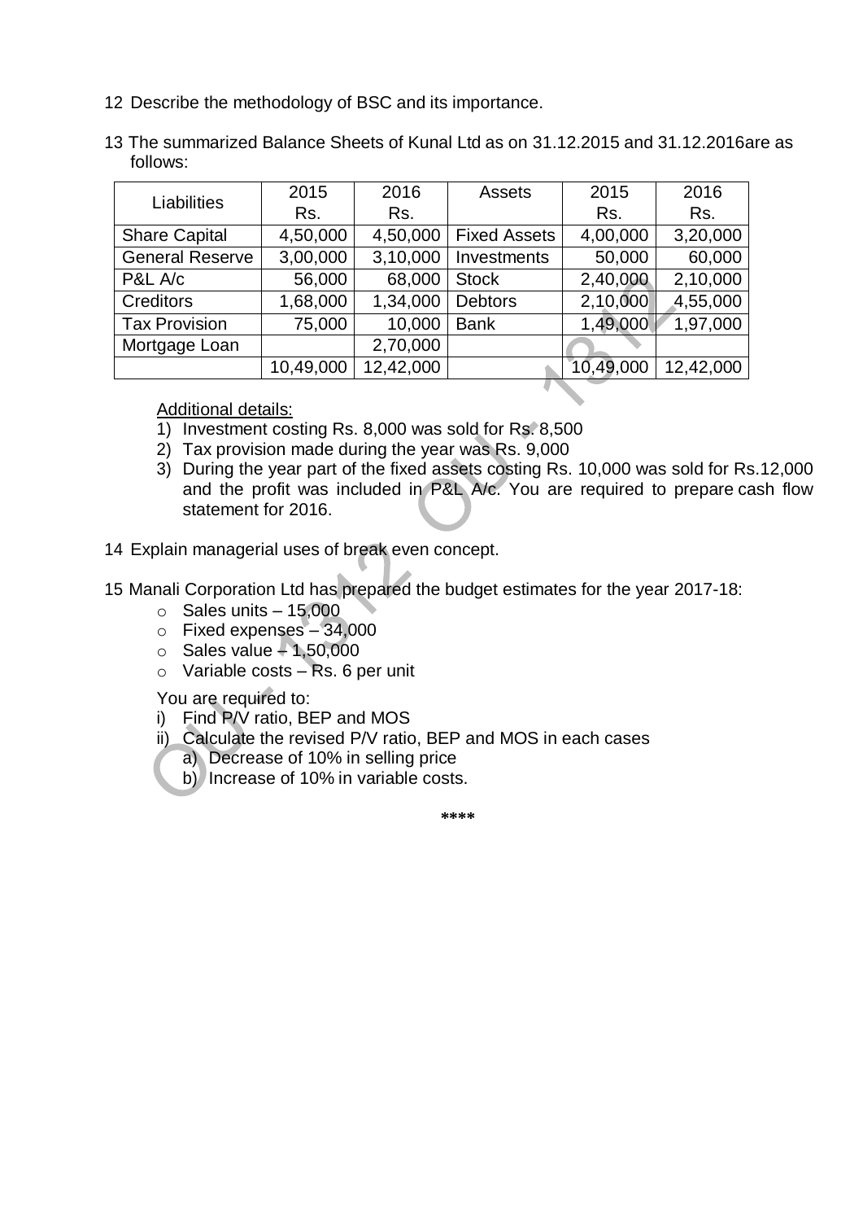12 Describe the methodology of BSC and its importance.

13 The summarized Balance Sheets of Kunal Ltd as on 31.12.2015 and 31.12.2016are as follows:

| Liabilities | 2015 Rs. | 2016 Rs. | Assets | 2015 Rs. | 2016 Rs. |
|---|---|---|---|---|---|
| Share Capital | 4,50,000 | 4,50,000 | Fixed Assets | 4,00,000 | 3,20,000 |
| General Reserve | 3,00,000 | 3,10,000 | Investments | 50,000 | 60,000 |
| P&L A/c | 56,000 | 68,000 | Stock | 2,40,000 | 2,10,000 |
| Creditors | 1,68,000 | 1,34,000 | Debtors | 2,10,000 | 4,55,000 |
| Tax Provision | 75,000 | 10,000 | Bank | 1,49,000 | 1,97,000 |
| Mortgage Loan | | 2,70,000 | | | |
| | 10,49,000 | 12,42,000 | | 10,49,000 | 12,42,000 |

Additional details:

1) Investment costing Rs. 8,000 was sold for Rs. 8,500
2) Tax provision made during the year was Rs. 9,000
3) During the year part of the fixed assets costing Rs. 10,000 was sold for Rs.12,000 and the profit was included in P&L A/c. You are required to prepare cash flow statement for 2016.

14 Explain managerial uses of break even concept.

15 Manali Corporation Ltd has prepared the budget estimates for the year 2017-18:

- Sales units – 15,000
- Fixed expenses – 34,000
- Sales value – 1,50,000
- Variable costs – Rs. 6 per unit

You are required to:

i) Find P/V ratio, BEP and MOS
ii) Calculate the revised P/V ratio, BEP and MOS in each cases
   a) Decrease of 10% in selling price
   b) Increase of 10% in variable costs.

****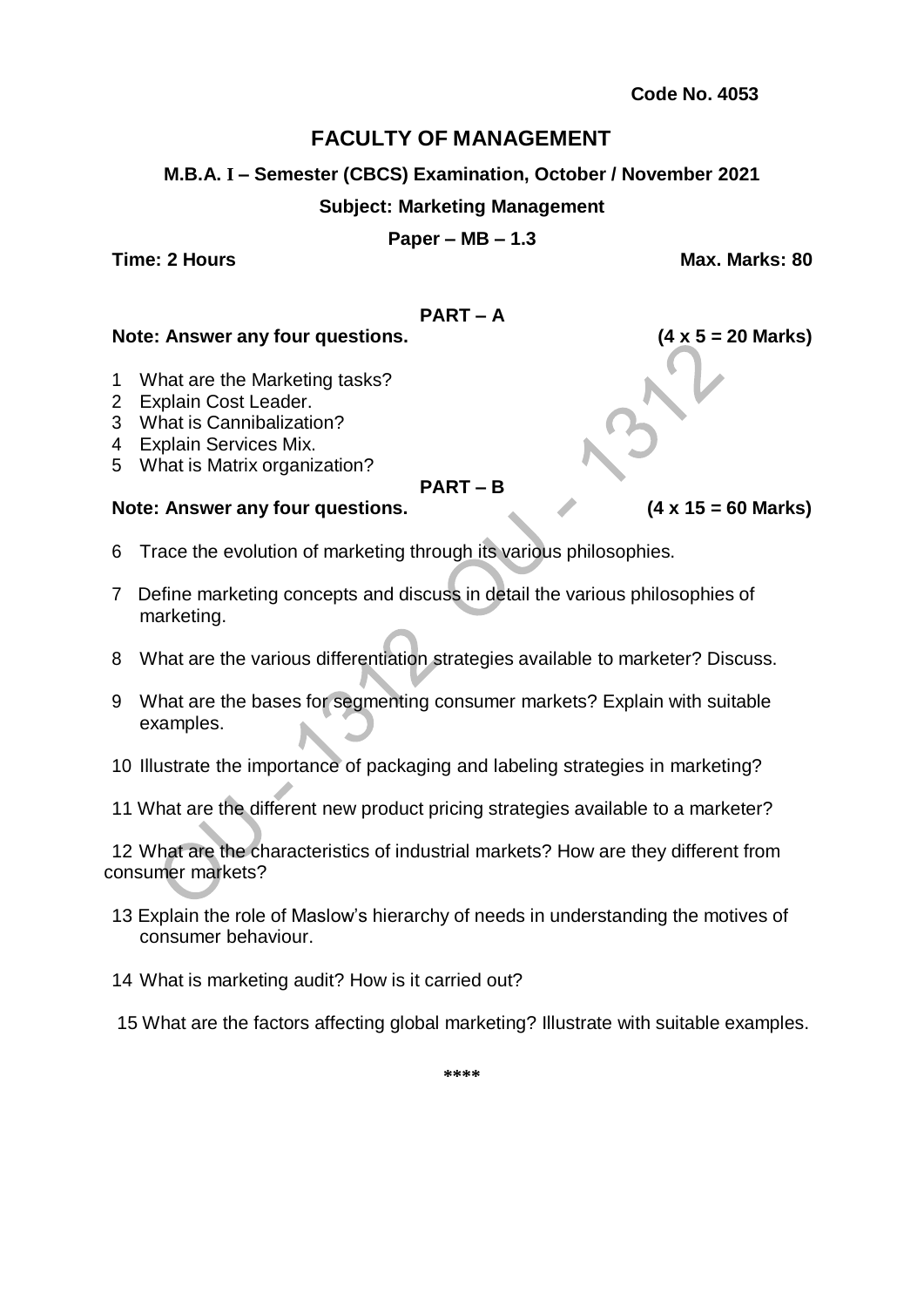**Code No. 4053**

# FACULTY OF MANAGEMENT

**M.B.A. I – Semester (CBCS) Examination, October / November 2021**

**Subject: Marketing Management**

**Paper – MB – 1.3**

**Time: 2 Hours** **Max. Marks: 80**

## PART – A

**Note: Answer any four questions.** **(4 x 5 = 20 Marks)**

1 What are the Marketing tasks?
2 Explain Cost Leader.
3 What is Cannibalization?
4 Explain Services Mix.
5 What is Matrix organization?

## PART – B

**Note: Answer any four questions.** **(4 x 15 = 60 Marks)**

6 Trace the evolution of marketing through its various philosophies.

7 Define marketing concepts and discuss in detail the various philosophies of marketing.

8 What are the various differentiation strategies available to marketer? Discuss.

9 What are the bases for segmenting consumer markets? Explain with suitable examples.

10 Illustrate the importance of packaging and labeling strategies in marketing?

11 What are the different new product pricing strategies available to a marketer?

12 What are the characteristics of industrial markets? How are they different from consumer markets?

13 Explain the role of Maslow's hierarchy of needs in understanding the motives of consumer behaviour.

14 What is marketing audit? How is it carried out?

15 What are the factors affecting global marketing? Illustrate with suitable examples.

****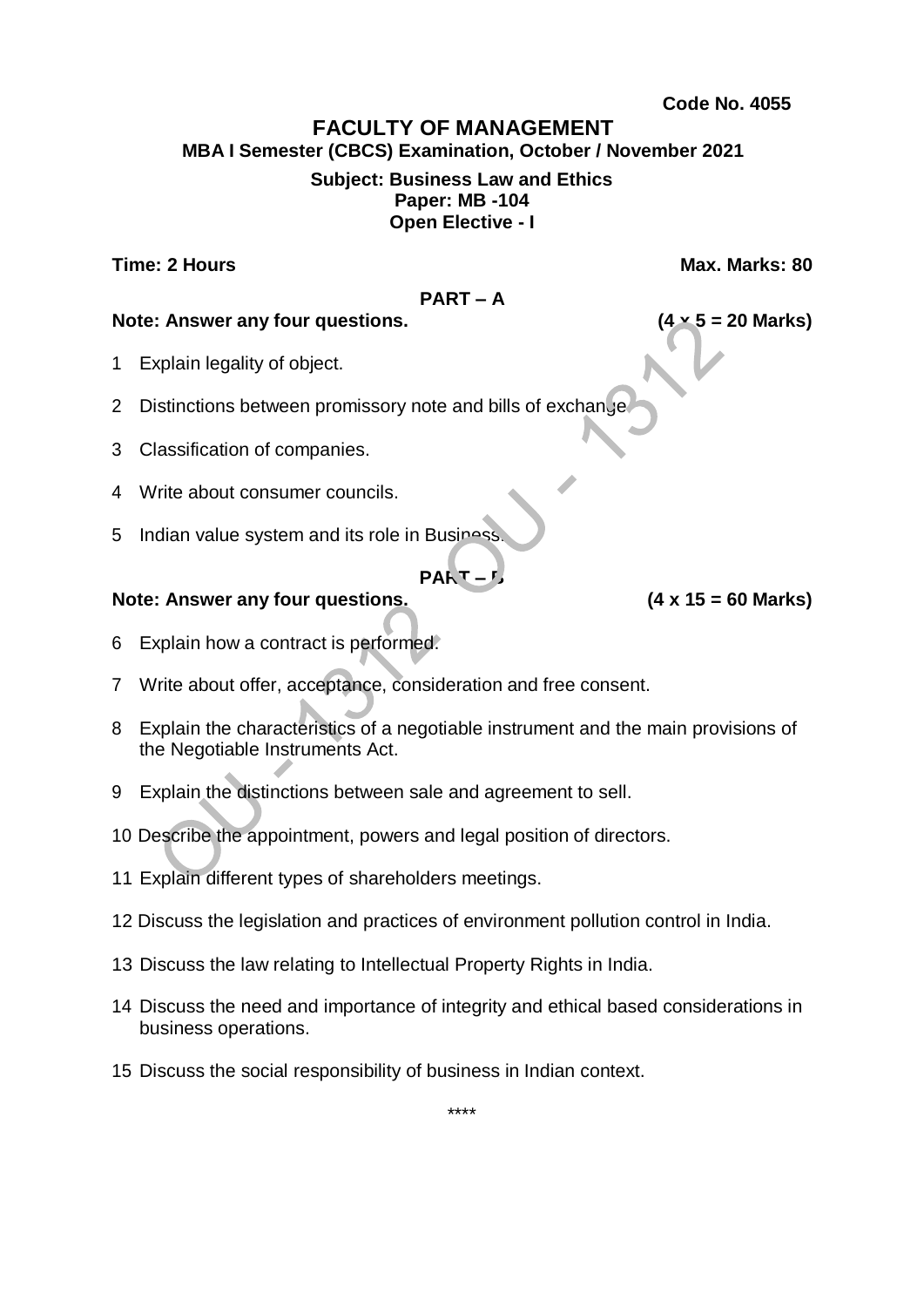**Code No. 4055**

# FACULTY OF MANAGEMENT

**MBA I Semester (CBCS) Examination, October / November 2021**

**Subject: Business Law and Ethics**
**Paper: MB -104**
**Open Elective - I**

**Time: 2 Hours** **Max. Marks: 80**

## PART – A

**Note: Answer any four questions.** **(4 x 5 = 20 Marks)**

1 Explain legality of object.

2 Distinctions between promissory note and bills of exchange.

3 Classification of companies.

4 Write about consumer councils.

5 Indian value system and its role in Business.

## PART – B

**Note: Answer any four questions.** **(4 x 15 = 60 Marks)**

6 Explain how a contract is performed.

7 Write about offer, acceptance, consideration and free consent.

8 Explain the characteristics of a negotiable instrument and the main provisions of the Negotiable Instruments Act.

9 Explain the distinctions between sale and agreement to sell.

10 Describe the appointment, powers and legal position of directors.

11 Explain different types of shareholders meetings.

12 Discuss the legislation and practices of environment pollution control in India.

13 Discuss the law relating to Intellectual Property Rights in India.

14 Discuss the need and importance of integrity and ethical based considerations in business operations.

15 Discuss the social responsibility of business in Indian context.

****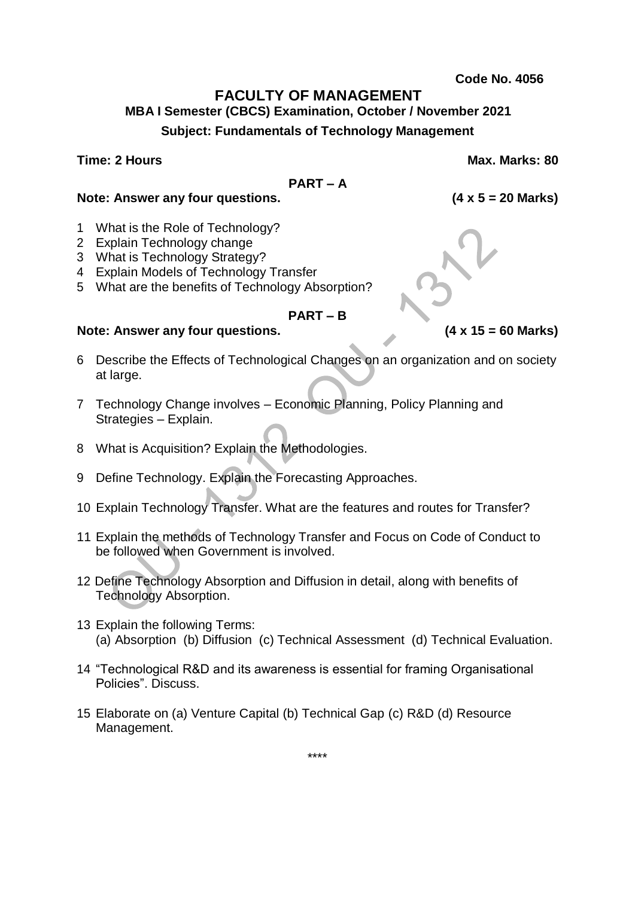**Code No. 4056**

# FACULTY OF MANAGEMENT

### MBA I Semester (CBCS) Examination, October / November 2021

### Subject: Fundamentals of Technology Management

**Time: 2 Hours** **Max. Marks: 80**

## PART – A

**Note: Answer any four questions.** **(4 x 5 = 20 Marks)**

1 What is the Role of Technology?
2 Explain Technology change
3 What is Technology Strategy?
4 Explain Models of Technology Transfer
5 What are the benefits of Technology Absorption?

## PART – B

**Note: Answer any four questions.** **(4 x 15 = 60 Marks)**

6 Describe the Effects of Technological Changes on an organization and on society at large.

7 Technology Change involves – Economic Planning, Policy Planning and Strategies – Explain.

8 What is Acquisition? Explain the Methodologies.

9 Define Technology. Explain the Forecasting Approaches.

10 Explain Technology Transfer. What are the features and routes for Transfer?

11 Explain the methods of Technology Transfer and Focus on Code of Conduct to be followed when Government is involved.

12 Define Technology Absorption and Diffusion in detail, along with benefits of Technology Absorption.

13 Explain the following Terms:
(a) Absorption (b) Diffusion (c) Technical Assessment (d) Technical Evaluation.

14 "Technological R&D and its awareness is essential for framing Organisational Policies". Discuss.

15 Elaborate on (a) Venture Capital (b) Technical Gap (c) R&D (d) Resource Management.

\*\*\*\*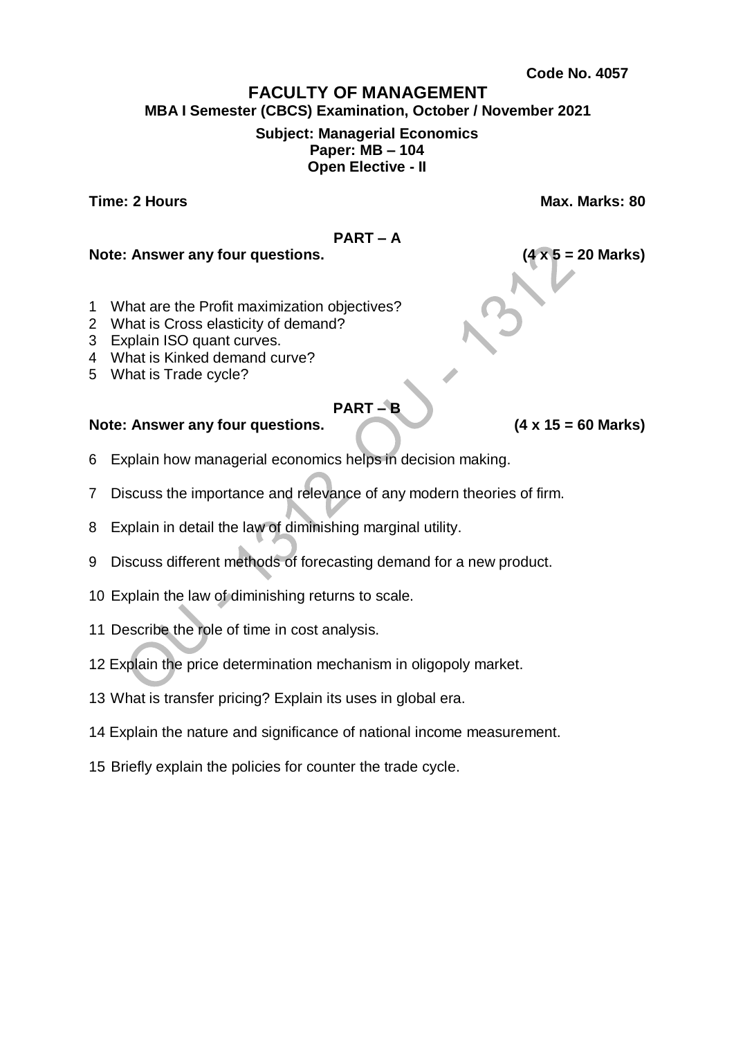**Code No. 4057**

# FACULTY OF MANAGEMENT

**MBA I Semester (CBCS) Examination, October / November 2021**

**Subject: Managerial Economics**
**Paper: MB – 104**
**Open Elective - II**

**Time: 2 Hours** **Max. Marks: 80**

## PART – A

**Note: Answer any four questions.** **(4 x 5 = 20 Marks)**

1 What are the Profit maximization objectives?
2 What is Cross elasticity of demand?
3 Explain ISO quant curves.
4 What is Kinked demand curve?
5 What is Trade cycle?

## PART – B

**Note: Answer any four questions.** **(4 x 15 = 60 Marks)**

6 Explain how managerial economics helps in decision making.

7 Discuss the importance and relevance of any modern theories of firm.

8 Explain in detail the law of diminishing marginal utility.

9 Discuss different methods of forecasting demand for a new product.

10 Explain the law of diminishing returns to scale.

11 Describe the role of time in cost analysis.

12 Explain the price determination mechanism in oligopoly market.

13 What is transfer pricing? Explain its uses in global era.

14 Explain the nature and significance of national income measurement.

15 Briefly explain the policies for counter the trade cycle.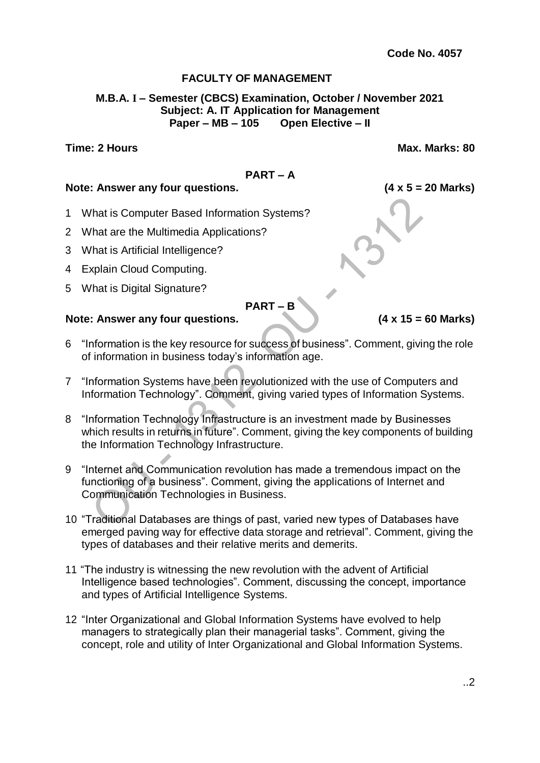**Code No. 4057**

# FACULTY OF MANAGEMENT

**M.B.A. I – Semester (CBCS) Examination, October / November 2021**
**Subject: A. IT Application for Management**
**Paper – MB – 105 Open Elective – II**

**Time: 2 Hours** **Max. Marks: 80**

## PART – A

**Note: Answer any four questions.** **(4 x 5 = 20 Marks)**

1 What is Computer Based Information Systems?

2 What are the Multimedia Applications?

3 What is Artificial Intelligence?

4 Explain Cloud Computing.

5 What is Digital Signature?

## PART – B

**Note: Answer any four questions.** **(4 x 15 = 60 Marks)**

6 "Information is the key resource for success of business". Comment, giving the role of information in business today's information age.

7 "Information Systems have been revolutionized with the use of Computers and Information Technology". Comment, giving varied types of Information Systems.

8 "Information Technology Infrastructure is an investment made by Businesses which results in returns in future". Comment, giving the key components of building the Information Technology Infrastructure.

9 "Internet and Communication revolution has made a tremendous impact on the functioning of a business". Comment, giving the applications of Internet and Communication Technologies in Business.

10 "Traditional Databases are things of past, varied new types of Databases have emerged paving way for effective data storage and retrieval". Comment, giving the types of databases and their relative merits and demerits.

11 "The industry is witnessing the new revolution with the advent of Artificial Intelligence based technologies". Comment, discussing the concept, importance and types of Artificial Intelligence Systems.

12 "Inter Organizational and Global Information Systems have evolved to help managers to strategically plan their managerial tasks". Comment, giving the concept, role and utility of Inter Organizational and Global Information Systems.

..2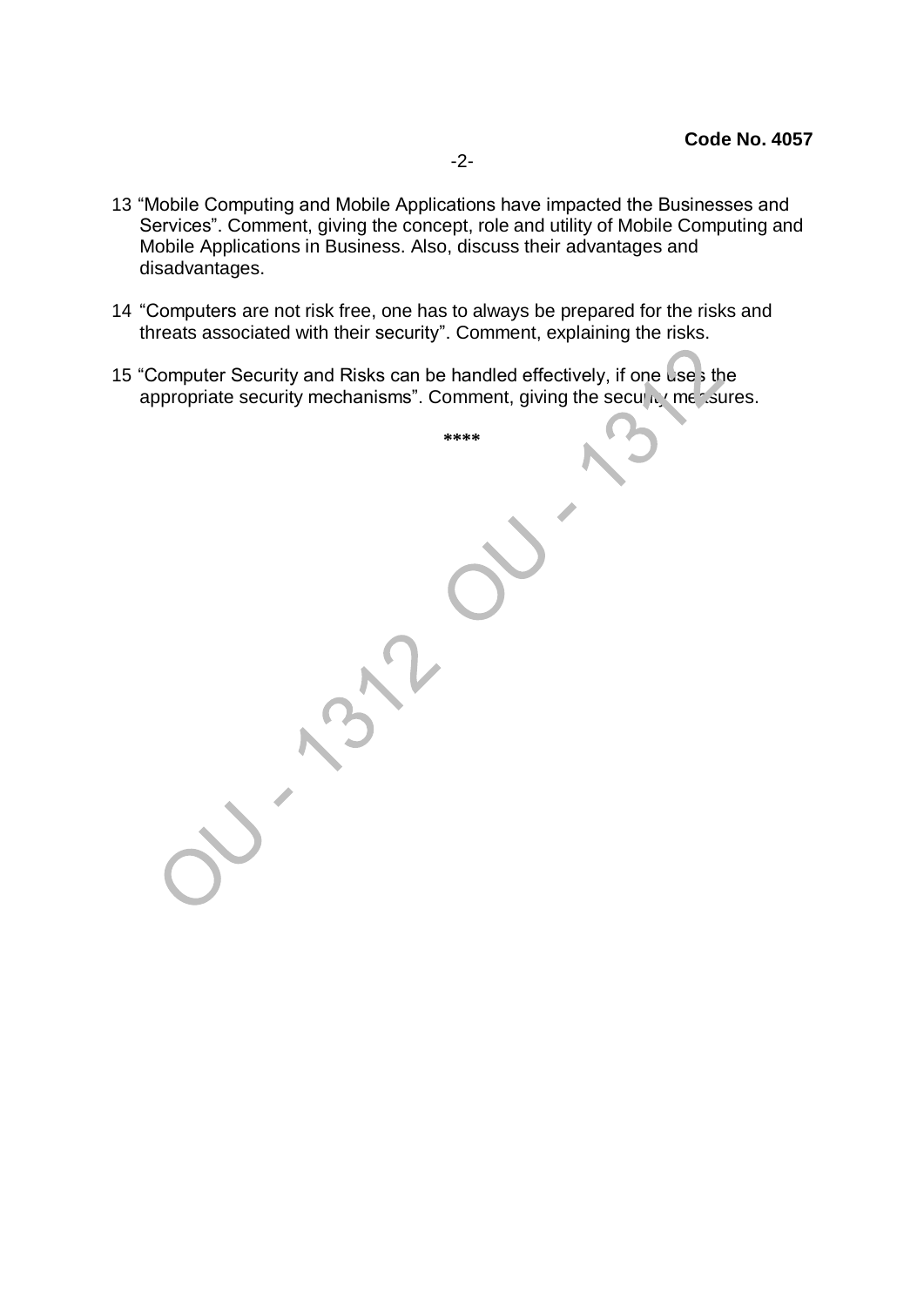**Code No. 4057**

13 "Mobile Computing and Mobile Applications have impacted the Businesses and Services". Comment, giving the concept, role and utility of Mobile Computing and Mobile Applications in Business. Also, discuss their advantages and disadvantages.

14 "Computers are not risk free, one has to always be prepared for the risks and threats associated with their security". Comment, explaining the risks.

15 "Computer Security and Risks can be handled effectively, if one uses the appropriate security mechanisms". Comment, giving the security measures.

\*\*\*\*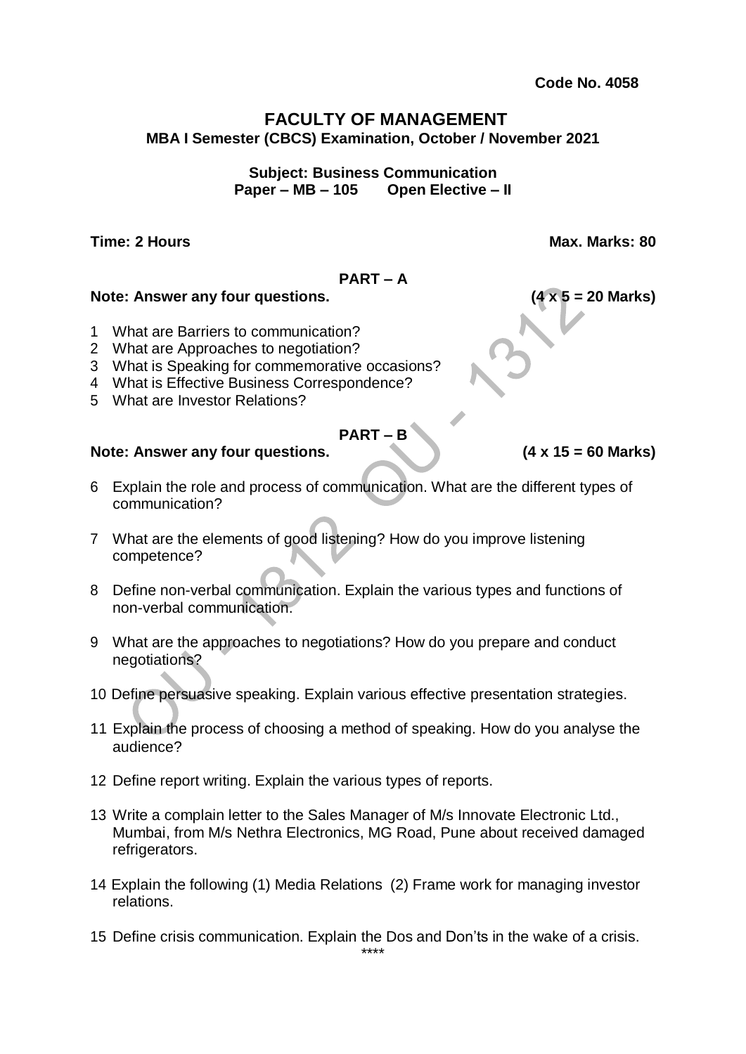**Code No. 4058**

# FACULTY OF MANAGEMENT

**MBA I Semester (CBCS) Examination, October / November 2021**

**Subject: Business Communication**
**Paper – MB – 105 Open Elective – II**

**Time: 2 Hours** **Max. Marks: 80**

## PART – A

**Note: Answer any four questions. (4 x 5 = 20 Marks)**

1 What are Barriers to communication?
2 What are Approaches to negotiation?
3 What is Speaking for commemorative occasions?
4 What is Effective Business Correspondence?
5 What are Investor Relations?

## PART – B

**Note: Answer any four questions. (4 x 15 = 60 Marks)**

6 Explain the role and process of communication. What are the different types of communication?

7 What are the elements of good listening? How do you improve listening competence?

8 Define non-verbal communication. Explain the various types and functions of non-verbal communication.

9 What are the approaches to negotiations? How do you prepare and conduct negotiations?

10 Define persuasive speaking. Explain various effective presentation strategies.

11 Explain the process of choosing a method of speaking. How do you analyse the audience?

12 Define report writing. Explain the various types of reports.

13 Write a complain letter to the Sales Manager of M/s Innovate Electronic Ltd., Mumbai, from M/s Nethra Electronics, MG Road, Pune about received damaged refrigerators.

14 Explain the following (1) Media Relations (2) Frame work for managing investor relations.

15 Define crisis communication. Explain the Dos and Don'ts in the wake of a crisis.

****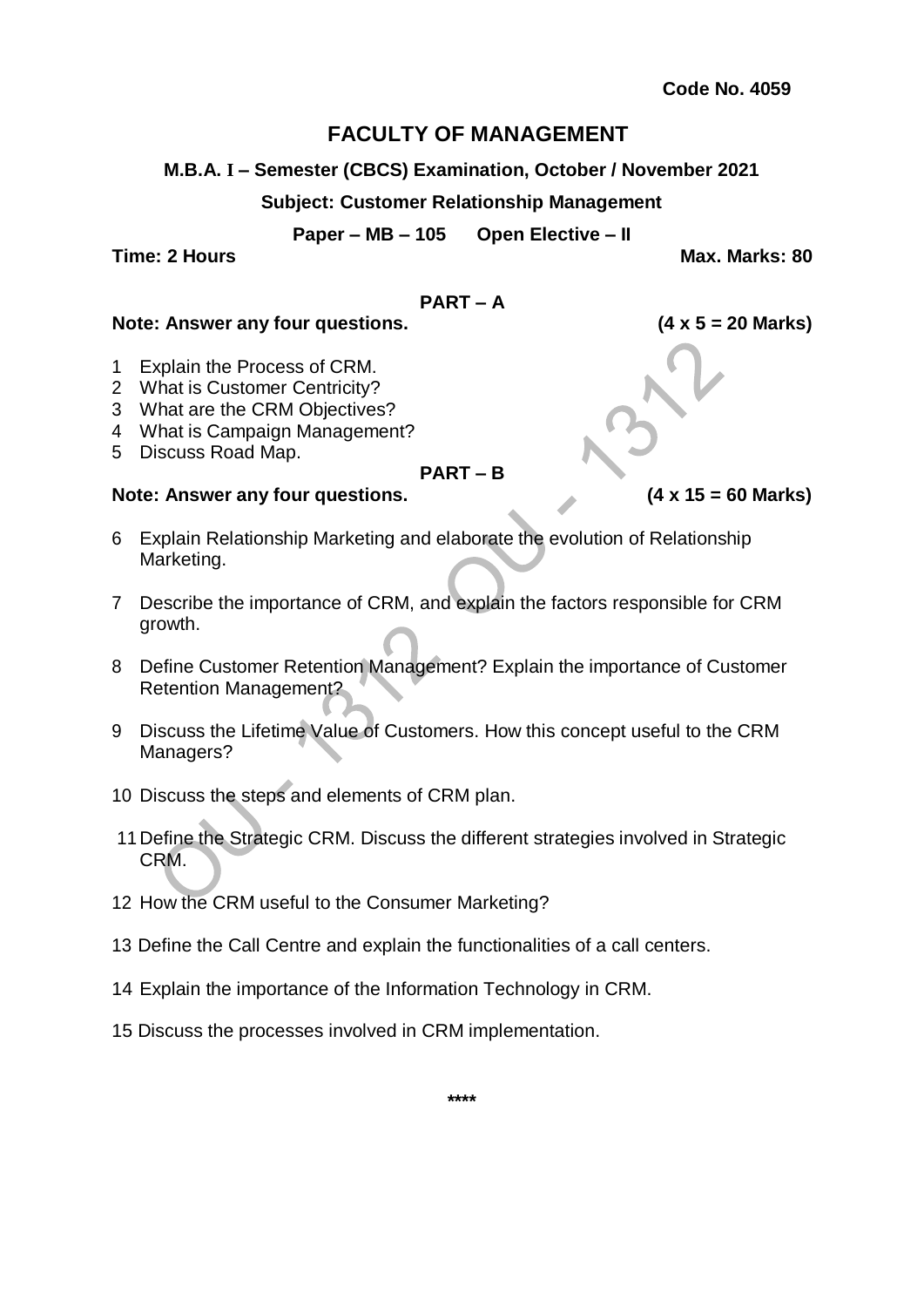**Code No. 4059**

# FACULTY OF MANAGEMENT

**M.B.A. I – Semester (CBCS) Examination, October / November 2021**

**Subject: Customer Relationship Management**

**Paper – MB – 105 Open Elective – II**

**Time: 2 Hours** **Max. Marks: 80**

## PART – A

**Note: Answer any four questions. (4 x 5 = 20 Marks)**

1 Explain the Process of CRM.
2 What is Customer Centricity?
3 What are the CRM Objectives?
4 What is Campaign Management?
5 Discuss Road Map.

## PART – B

**Note: Answer any four questions. (4 x 15 = 60 Marks)**

6 Explain Relationship Marketing and elaborate the evolution of Relationship Marketing.

7 Describe the importance of CRM, and explain the factors responsible for CRM growth.

8 Define Customer Retention Management? Explain the importance of Customer Retention Management?

9 Discuss the Lifetime Value of Customers. How this concept useful to the CRM Managers?

10 Discuss the steps and elements of CRM plan.

11 Define the Strategic CRM. Discuss the different strategies involved in Strategic CRM.

12 How the CRM useful to the Consumer Marketing?

13 Define the Call Centre and explain the functionalities of a call centers.

14 Explain the importance of the Information Technology in CRM.

15 Discuss the processes involved in CRM implementation.

\*\*\*\*